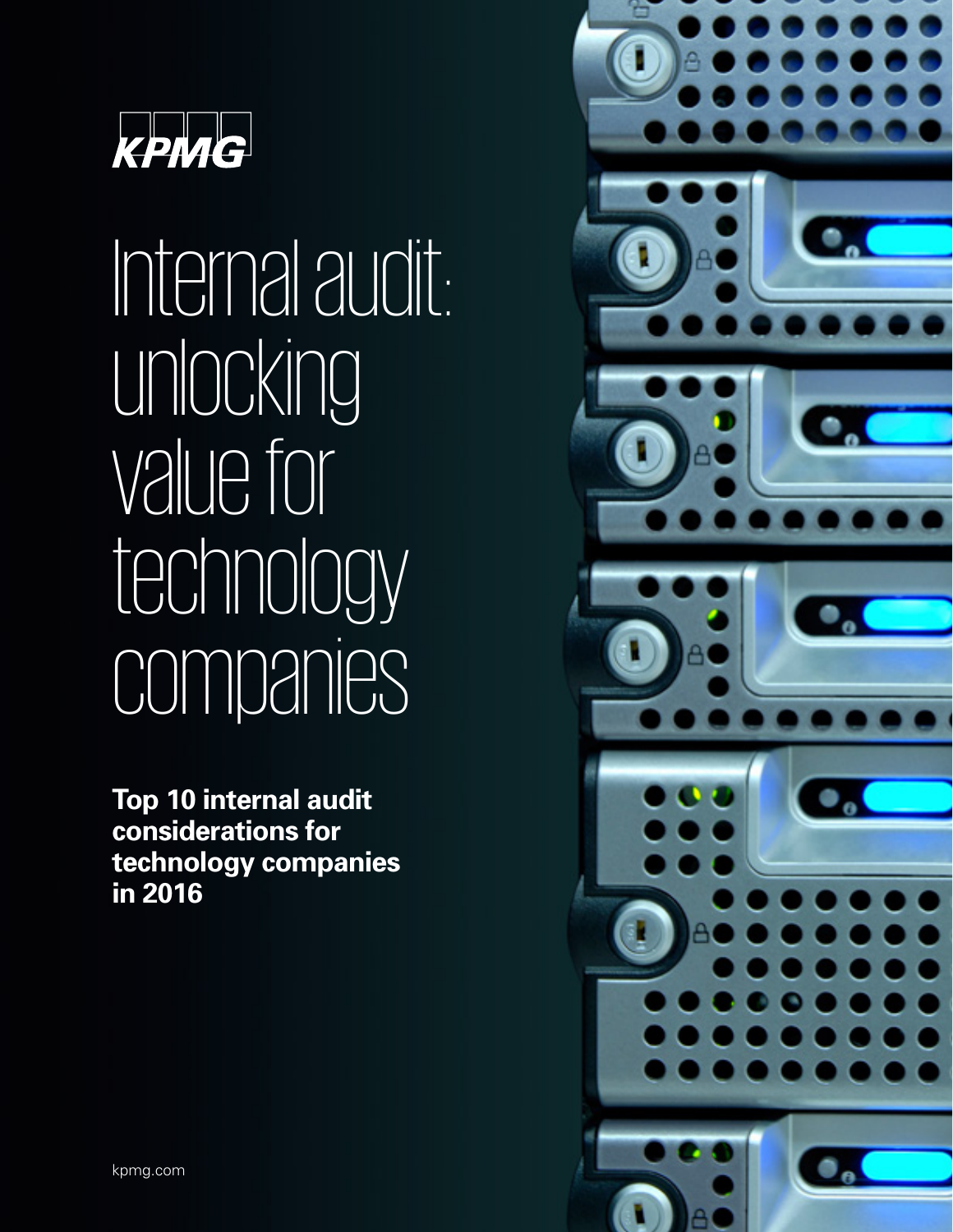KPMG

# Internal audit: unlocking value for technology companies

**Top 10 internal audit considerations for technology companies in 2016**

kpmg.com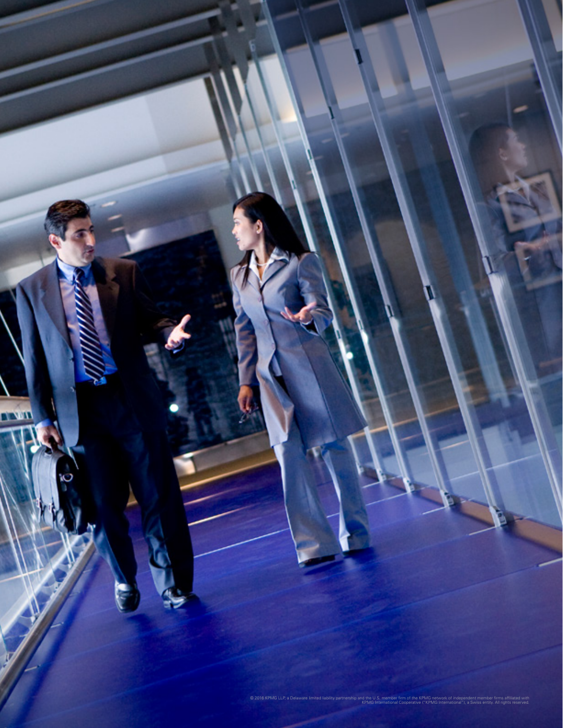© 2016 KPMG LLP, a Delaware limited liability partnership and the U.S. member firm of the KPMG network of independent member firms affiliated with KPMG International Cooperative ("KPMG International"), a Swiss entity. All rights reserved.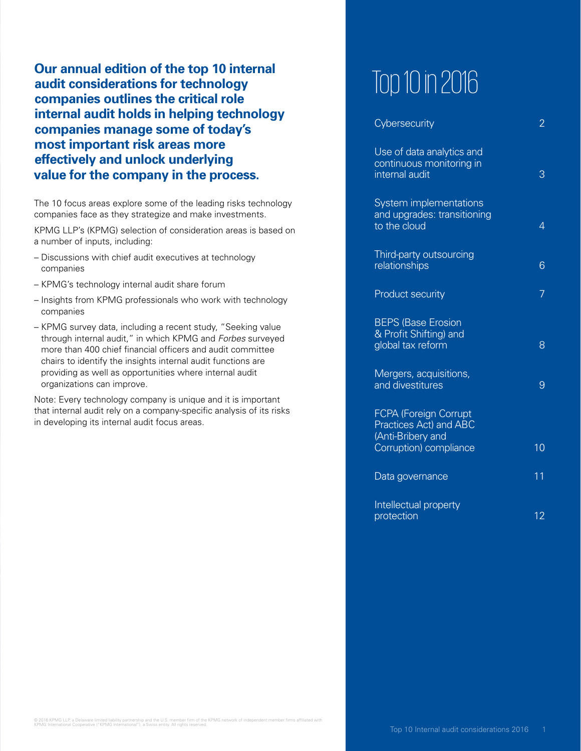**Our annual edition of the top 10 internal audit considerations for technology companies outlines the critical role internal audit holds in helping technology companies manage some of today's most important risk areas more effectively and unlock underlying value for the company in the process.**

The 10 focus areas explore some of the leading risks technology companies face as they strategize and make investments.

KPMG LLP's (KPMG) selection of consideration areas is based on a number of inputs, including:

- Discussions with chief audit executives at technology companies
- KPMG's technology internal audit share forum
- Insights from KPMG professionals who work with technology companies
- KPMG survey data, including a recent study, "Seeking value through internal audit," in which KPMG and *Forbes* surveyed more than 400 chief financial officers and audit committee chairs to identify the insights internal audit functions are providing as well as opportunities where internal audit organizations can improve.

Note: Every technology company is unique and it is important that internal audit rely on a company-specific analysis of its risks in developing its internal audit focus areas.

# Top 10 in 2016

| Topic | Page |
|---|---|
| Cybersecurity | 2 |
| Use of data analytics and continuous monitoring in internal audit | 3 |
| System implementations and upgrades: transitioning to the cloud | 4 |
| Third-party outsourcing relationships | 6 |
| Product security | 7 |
| BEPS (Base Erosion & Profit Shifting) and global tax reform | 8 |
| Mergers, acquisitions, and divestitures | 9 |
| FCPA (Foreign Corrupt Practices Act) and ABC (Anti-Bribery and Corruption) compliance | 10 |
| Data governance | 11 |
| Intellectual property protection | 12 |

© 2016 KPMG LLP, a Delaware limited liability partnership and the U.S. member firm of the KPMG network of independent member firms affiliated with KPMG International Cooperative ("KPMG International"), a Swiss entity. All rights reserved.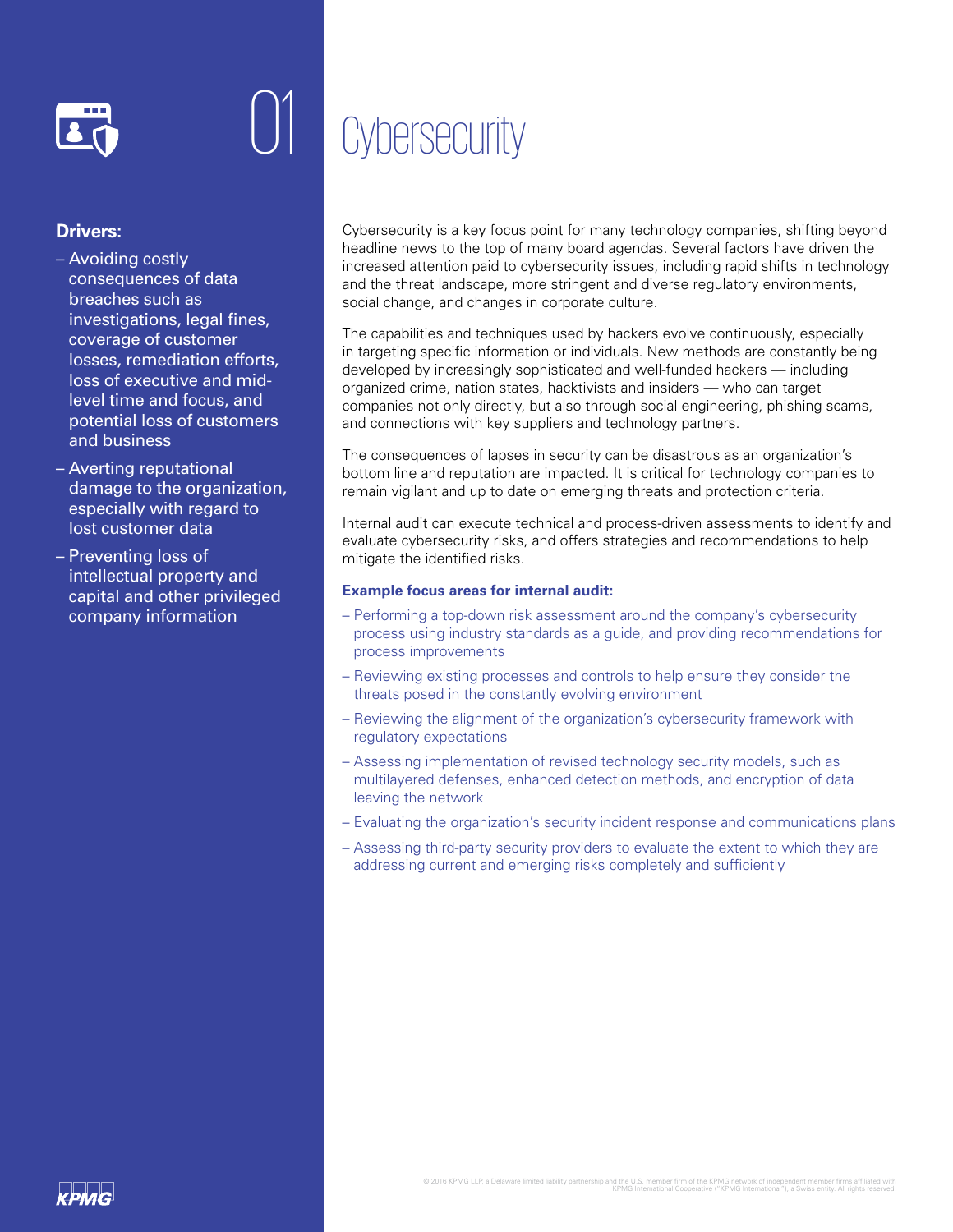# 01 Cybersecurity

**Drivers:**

- Avoiding costly consequences of data breaches such as investigations, legal fines, coverage of customer losses, remediation efforts, loss of executive and mid-level time and focus, and potential loss of customers and business
- Averting reputational damage to the organization, especially with regard to lost customer data
- Preventing loss of intellectual property and capital and other privileged company information

Cybersecurity is a key focus point for many technology companies, shifting beyond headline news to the top of many board agendas. Several factors have driven the increased attention paid to cybersecurity issues, including rapid shifts in technology and the threat landscape, more stringent and diverse regulatory environments, social change, and changes in corporate culture.

The capabilities and techniques used by hackers evolve continuously, especially in targeting specific information or individuals. New methods are constantly being developed by increasingly sophisticated and well-funded hackers — including organized crime, nation states, hacktivists and insiders — who can target companies not only directly, but also through social engineering, phishing scams, and connections with key suppliers and technology partners.

The consequences of lapses in security can be disastrous as an organization's bottom line and reputation are impacted. It is critical for technology companies to remain vigilant and up to date on emerging threats and protection criteria.

Internal audit can execute technical and process-driven assessments to identify and evaluate cybersecurity risks, and offers strategies and recommendations to help mitigate the identified risks.

**Example focus areas for internal audit:**

- Performing a top-down risk assessment around the company's cybersecurity process using industry standards as a guide, and providing recommendations for process improvements
- Reviewing existing processes and controls to help ensure they consider the threats posed in the constantly evolving environment
- Reviewing the alignment of the organization's cybersecurity framework with regulatory expectations
- Assessing implementation of revised technology security models, such as multilayered defenses, enhanced detection methods, and encryption of data leaving the network
- Evaluating the organization's security incident response and communications plans
- Assessing third-party security providers to evaluate the extent to which they are addressing current and emerging risks completely and sufficiently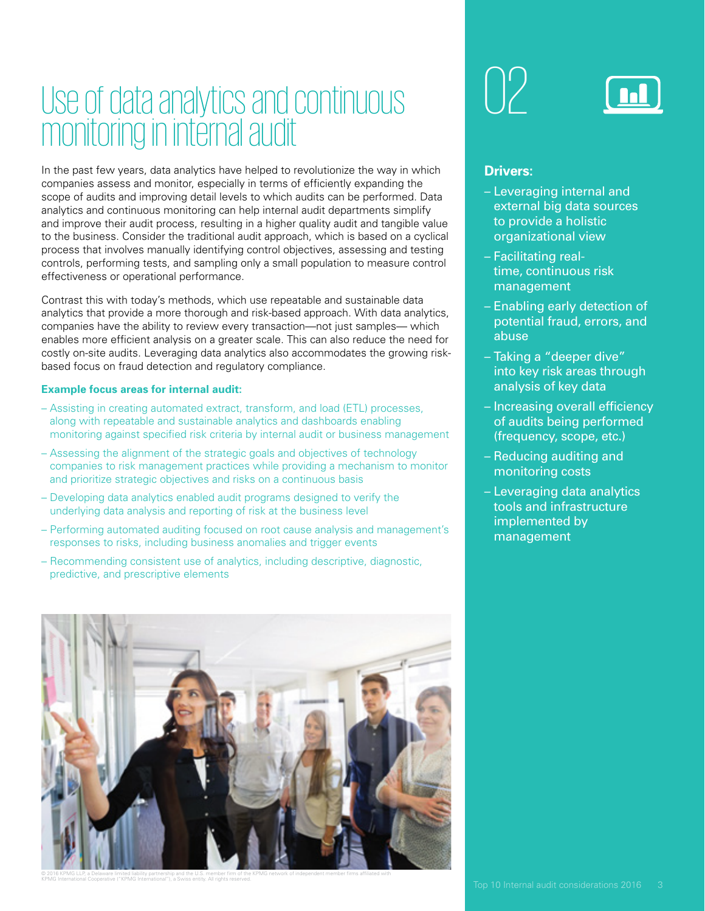# Use of data analytics and continuous monitoring in internal audit

In the past few years, data analytics have helped to revolutionize the way in which companies assess and monitor, especially in terms of efficiently expanding the scope of audits and improving detail levels to which audits can be performed. Data analytics and continuous monitoring can help internal audit departments simplify and improve their audit process, resulting in a higher quality audit and tangible value to the business. Consider the traditional audit approach, which is based on a cyclical process that involves manually identifying control objectives, assessing and testing controls, performing tests, and sampling only a small population to measure control effectiveness or operational performance.

Contrast this with today's methods, which use repeatable and sustainable data analytics that provide a more thorough and risk-based approach. With data analytics, companies have the ability to review every transaction—not just samples— which enables more efficient analysis on a greater scale. This can also reduce the need for costly on-site audits. Leveraging data analytics also accommodates the growing risk-based focus on fraud detection and regulatory compliance.

**Example focus areas for internal audit:**

- Assisting in creating automated extract, transform, and load (ETL) processes, along with repeatable and sustainable analytics and dashboards enabling monitoring against specified risk criteria by internal audit or business management
- Assessing the alignment of the strategic goals and objectives of technology companies to risk management practices while providing a mechanism to monitor and prioritize strategic objectives and risks on a continuous basis
- Developing data analytics enabled audit programs designed to verify the underlying data analysis and reporting of risk at the business level
- Performing automated auditing focused on root cause analysis and management's responses to risks, including business anomalies and trigger events
- Recommending consistent use of analytics, including descriptive, diagnostic, predictive, and prescriptive elements

© 2016 KPMG LLP, a Delaware limited liability partnership and the U.S. member firm of the KPMG network of independent member firms affiliated with KPMG International Cooperative ("KPMG International"), a Swiss entity. All rights reserved.

## 02

**Drivers:**

- Leveraging internal and external big data sources to provide a holistic organizational view
- Facilitating real-time, continuous risk management
- Enabling early detection of potential fraud, errors, and abuse
- Taking a "deeper dive" into key risk areas through analysis of key data
- Increasing overall efficiency of audits being performed (frequency, scope, etc.)
- Reducing auditing and monitoring costs
- Leveraging data analytics tools and infrastructure implemented by management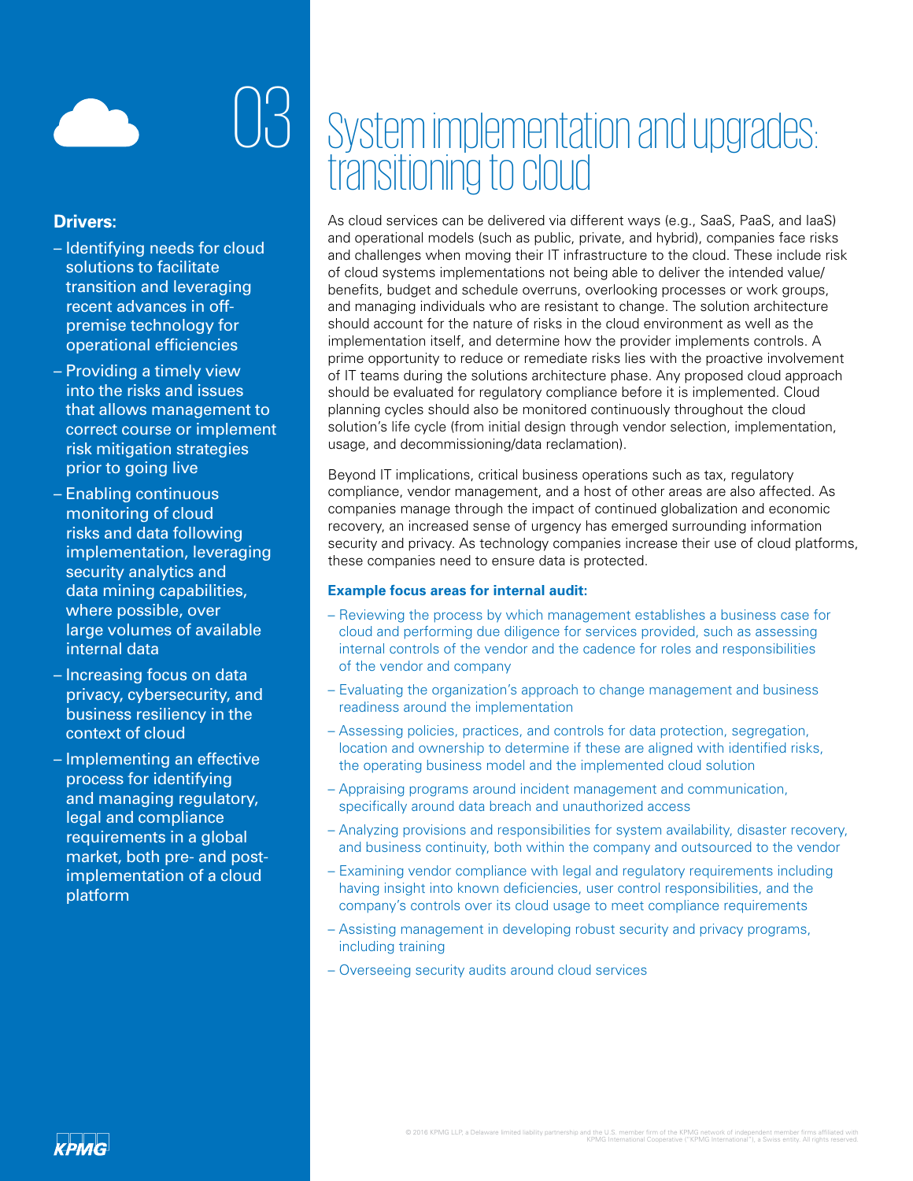# 03 System implementation and upgrades: transitioning to cloud

**Drivers:**

- Identifying needs for cloud solutions to facilitate transition and leveraging recent advances in off-premise technology for operational efficiencies
- Providing a timely view into the risks and issues that allows management to correct course or implement risk mitigation strategies prior to going live
- Enabling continuous monitoring of cloud risks and data following implementation, leveraging security analytics and data mining capabilities, where possible, over large volumes of available internal data
- Increasing focus on data privacy, cybersecurity, and business resiliency in the context of cloud
- Implementing an effective process for identifying and managing regulatory, legal and compliance requirements in a global market, both pre- and post-implementation of a cloud platform

As cloud services can be delivered via different ways (e.g., SaaS, PaaS, and IaaS) and operational models (such as public, private, and hybrid), companies face risks and challenges when moving their IT infrastructure to the cloud. These include risk of cloud systems implementations not being able to deliver the intended value/benefits, budget and schedule overruns, overlooking processes or work groups, and managing individuals who are resistant to change. The solution architecture should account for the nature of risks in the cloud environment as well as the implementation itself, and determine how the provider implements controls. A prime opportunity to reduce or remediate risks lies with the proactive involvement of IT teams during the solutions architecture phase. Any proposed cloud approach should be evaluated for regulatory compliance before it is implemented. Cloud planning cycles should also be monitored continuously throughout the cloud solution's life cycle (from initial design through vendor selection, implementation, usage, and decommissioning/data reclamation).

Beyond IT implications, critical business operations such as tax, regulatory compliance, vendor management, and a host of other areas are also affected. As companies manage through the impact of continued globalization and economic recovery, an increased sense of urgency has emerged surrounding information security and privacy. As technology companies increase their use of cloud platforms, these companies need to ensure data is protected.

**Example focus areas for internal audit:**

- Reviewing the process by which management establishes a business case for cloud and performing due diligence for services provided, such as assessing internal controls of the vendor and the cadence for roles and responsibilities of the vendor and company
- Evaluating the organization's approach to change management and business readiness around the implementation
- Assessing policies, practices, and controls for data protection, segregation, location and ownership to determine if these are aligned with identified risks, the operating business model and the implemented cloud solution
- Appraising programs around incident management and communication, specifically around data breach and unauthorized access
- Analyzing provisions and responsibilities for system availability, disaster recovery, and business continuity, both within the company and outsourced to the vendor
- Examining vendor compliance with legal and regulatory requirements including having insight into known deficiencies, user control responsibilities, and the company's controls over its cloud usage to meet compliance requirements
- Assisting management in developing robust security and privacy programs, including training
- Overseeing security audits around cloud services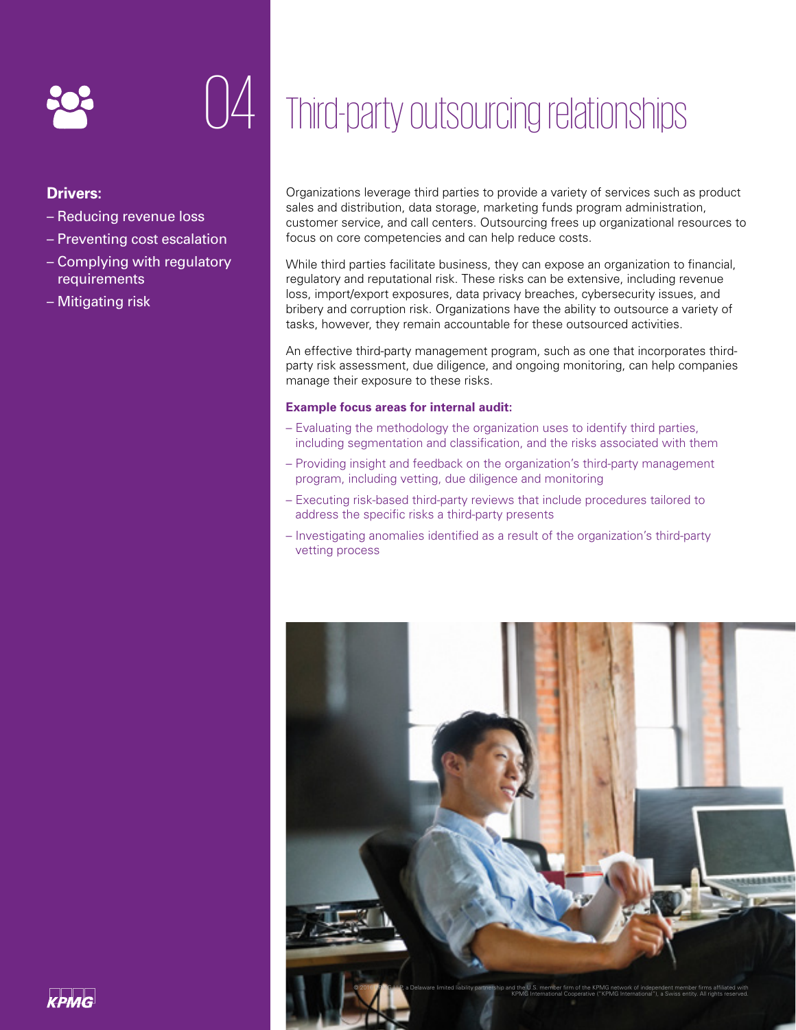# 04 Third-party outsourcing relationships

**Drivers:**

- Reducing revenue loss
- Preventing cost escalation
- Complying with regulatory requirements
- Mitigating risk

Organizations leverage third parties to provide a variety of services such as product sales and distribution, data storage, marketing funds program administration, customer service, and call centers. Outsourcing frees up organizational resources to focus on core competencies and can help reduce costs.

While third parties facilitate business, they can expose an organization to financial, regulatory and reputational risk. These risks can be extensive, including revenue loss, import/export exposures, data privacy breaches, cybersecurity issues, and bribery and corruption risk. Organizations have the ability to outsource a variety of tasks, however, they remain accountable for these outsourced activities.

An effective third-party management program, such as one that incorporates third-party risk assessment, due diligence, and ongoing monitoring, can help companies manage their exposure to these risks.

**Example focus areas for internal audit:**

- Evaluating the methodology the organization uses to identify third parties, including segmentation and classification, and the risks associated with them
- Providing insight and feedback on the organization's third-party management program, including vetting, due diligence and monitoring
- Executing risk-based third-party reviews that include procedures tailored to address the specific risks a third-party presents
- Investigating anomalies identified as a result of the organization's third-party vetting process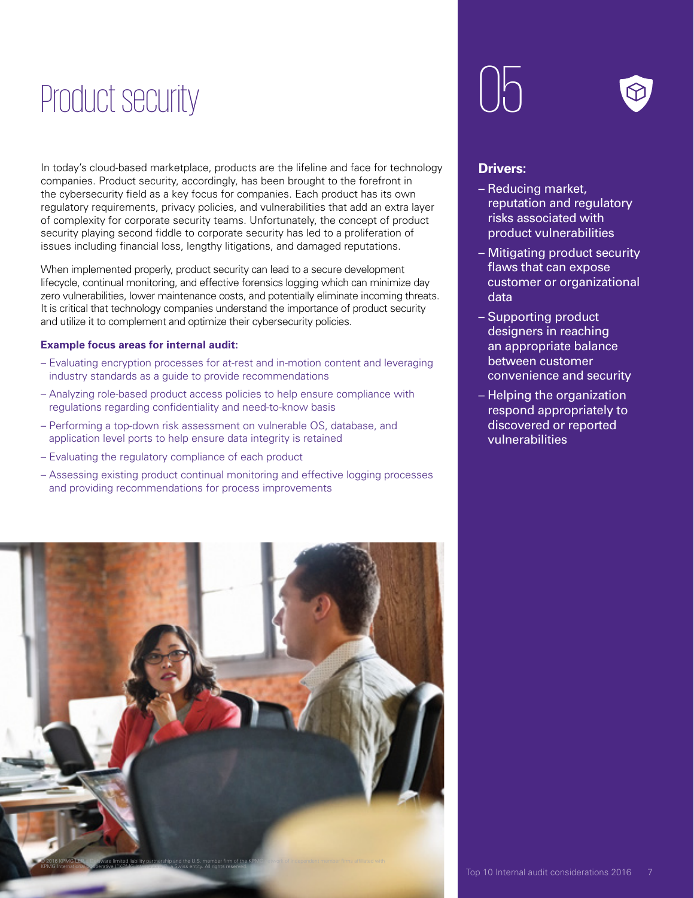# Product security

05

In today's cloud-based marketplace, products are the lifeline and face for technology companies. Product security, accordingly, has been brought to the forefront in the cybersecurity field as a key focus for companies. Each product has its own regulatory requirements, privacy policies, and vulnerabilities that add an extra layer of complexity for corporate security teams. Unfortunately, the concept of product security playing second fiddle to corporate security has led to a proliferation of issues including financial loss, lengthy litigations, and damaged reputations.

When implemented properly, product security can lead to a secure development lifecycle, continual monitoring, and effective forensics logging which can minimize day zero vulnerabilities, lower maintenance costs, and potentially eliminate incoming threats. It is critical that technology companies understand the importance of product security and utilize it to complement and optimize their cybersecurity policies.

**Example focus areas for internal audit:**

- Evaluating encryption processes for at-rest and in-motion content and leveraging industry standards as a guide to provide recommendations
- Analyzing role-based product access policies to help ensure compliance with regulations regarding confidentiality and need-to-know basis
- Performing a top-down risk assessment on vulnerable OS, database, and application level ports to help ensure data integrity is retained
- Evaluating the regulatory compliance of each product
- Assessing existing product continual monitoring and effective logging processes and providing recommendations for process improvements

**Drivers:**

- Reducing market, reputation and regulatory risks associated with product vulnerabilities
- Mitigating product security flaws that can expose customer or organizational data
- Supporting product designers in reaching an appropriate balance between customer convenience and security
- Helping the organization respond appropriately to discovered or reported vulnerabilities

© 2016 KPMG LLP, a Delaware limited liability partnership and the U.S. member firm of the KPMG network of independent member firms affiliated with KPMG International Cooperative ("KPMG International"), a Swiss entity. All rights reserved.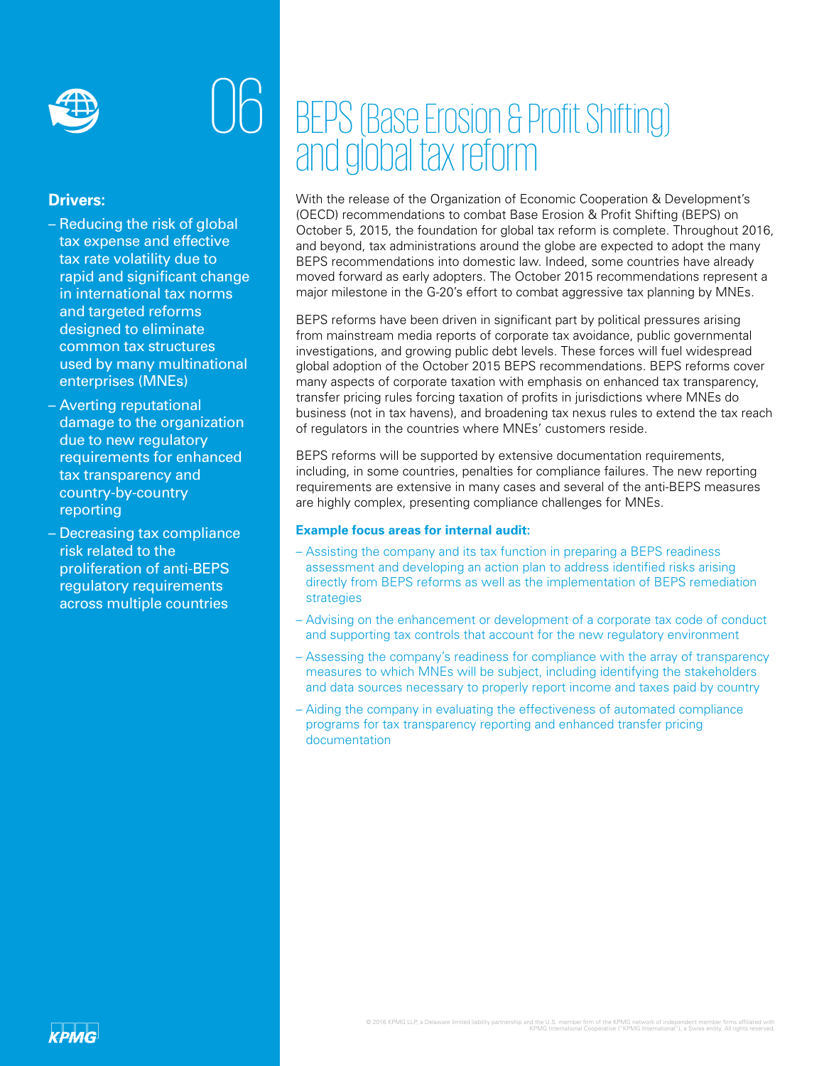# 06 BEPS (Base Erosion & Profit Shifting) and global tax reform

**Drivers:**

- Reducing the risk of global tax expense and effective tax rate volatility due to rapid and significant change in international tax norms and targeted reforms designed to eliminate common tax structures used by many multinational enterprises (MNEs)
- Averting reputational damage to the organization due to new regulatory requirements for enhanced tax transparency and country-by-country reporting
- Decreasing tax compliance risk related to the proliferation of anti-BEPS regulatory requirements across multiple countries

With the release of the Organization of Economic Cooperation & Development's (OECD) recommendations to combat Base Erosion & Profit Shifting (BEPS) on October 5, 2015, the foundation for global tax reform is complete. Throughout 2016, and beyond, tax administrations around the globe are expected to adopt the many BEPS recommendations into domestic law. Indeed, some countries have already moved forward as early adopters. The October 2015 recommendations represent a major milestone in the G-20's effort to combat aggressive tax planning by MNEs.

BEPS reforms have been driven in significant part by political pressures arising from mainstream media reports of corporate tax avoidance, public governmental investigations, and growing public debt levels. These forces will fuel widespread global adoption of the October 2015 BEPS recommendations. BEPS reforms cover many aspects of corporate taxation with emphasis on enhanced tax transparency, transfer pricing rules forcing taxation of profits in jurisdictions where MNEs do business (not in tax havens), and broadening tax nexus rules to extend the tax reach of regulators in the countries where MNEs' customers reside.

BEPS reforms will be supported by extensive documentation requirements, including, in some countries, penalties for compliance failures. The new reporting requirements are extensive in many cases and several of the anti-BEPS measures are highly complex, presenting compliance challenges for MNEs.

**Example focus areas for internal audit:**

- Assisting the company and its tax function in preparing a BEPS readiness assessment and developing an action plan to address identified risks arising directly from BEPS reforms as well as the implementation of BEPS remediation strategies
- Advising on the enhancement or development of a corporate tax code of conduct and supporting tax controls that account for the new regulatory environment
- Assessing the company's readiness for compliance with the array of transparency measures to which MNEs will be subject, including identifying the stakeholders and data sources necessary to properly report income and taxes paid by country
- Aiding the company in evaluating the effectiveness of automated compliance programs for tax transparency reporting and enhanced transfer pricing documentation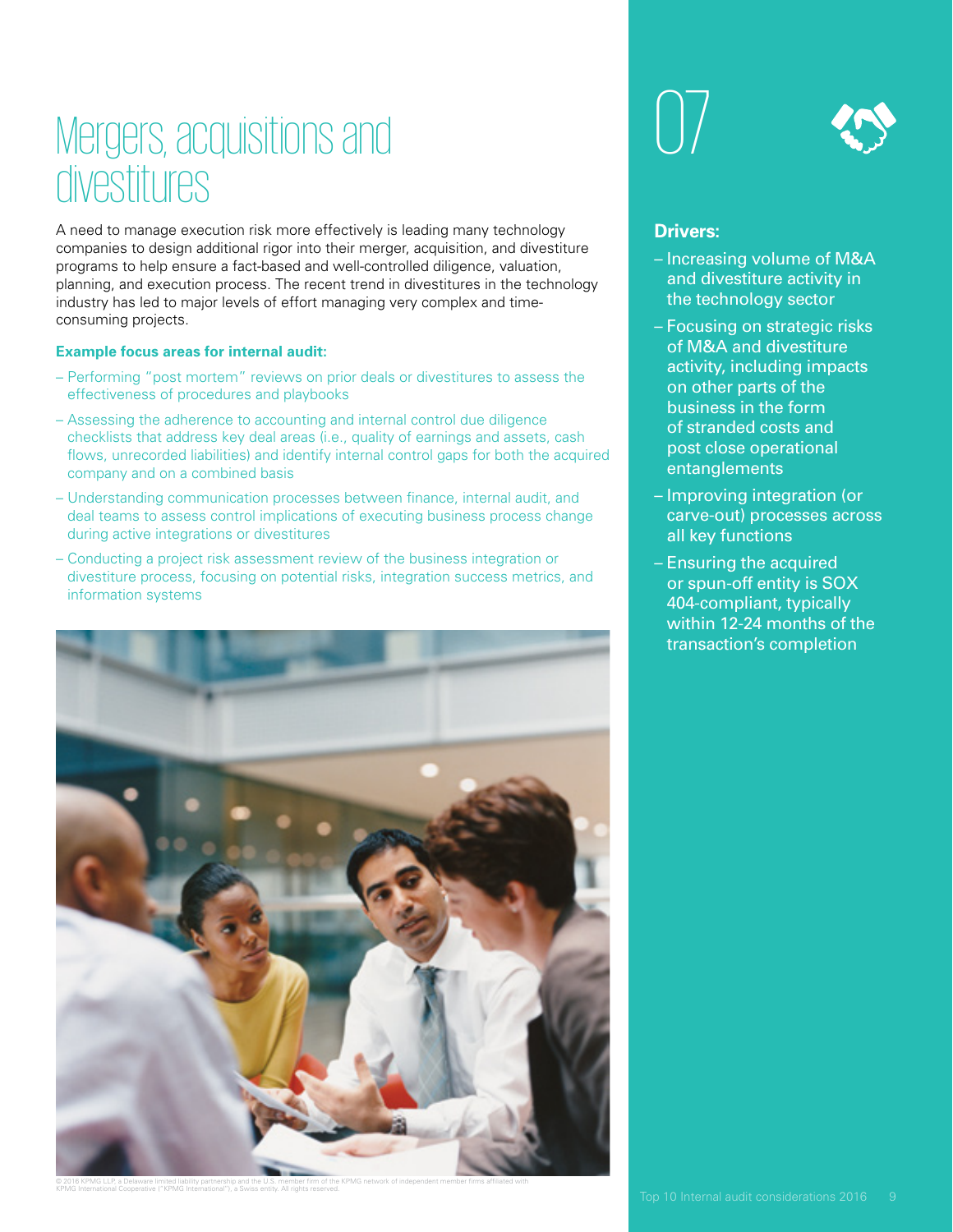# Mergers, acquisitions and divestitures

A need to manage execution risk more effectively is leading many technology companies to design additional rigor into their merger, acquisition, and divestiture programs to help ensure a fact-based and well-controlled diligence, valuation, planning, and execution process. The recent trend in divestitures in the technology industry has led to major levels of effort managing very complex and time-consuming projects.

**Example focus areas for internal audit:**

- Performing "post mortem" reviews on prior deals or divestitures to assess the effectiveness of procedures and playbooks
- Assessing the adherence to accounting and internal control due diligence checklists that address key deal areas (i.e., quality of earnings and assets, cash flows, unrecorded liabilities) and identify internal control gaps for both the acquired company and on a combined basis
- Understanding communication processes between finance, internal audit, and deal teams to assess control implications of executing business process change during active integrations or divestitures
- Conducting a project risk assessment review of the business integration or divestiture process, focusing on potential risks, integration success metrics, and information systems

## 07

**Drivers:**

- Increasing volume of M&A and divestiture activity in the technology sector
- Focusing on strategic risks of M&A and divestiture activity, including impacts on other parts of the business in the form of stranded costs and post close operational entanglements
- Improving integration (or carve-out) processes across all key functions
- Ensuring the acquired or spun-off entity is SOX 404-compliant, typically within 12-24 months of the transaction's completion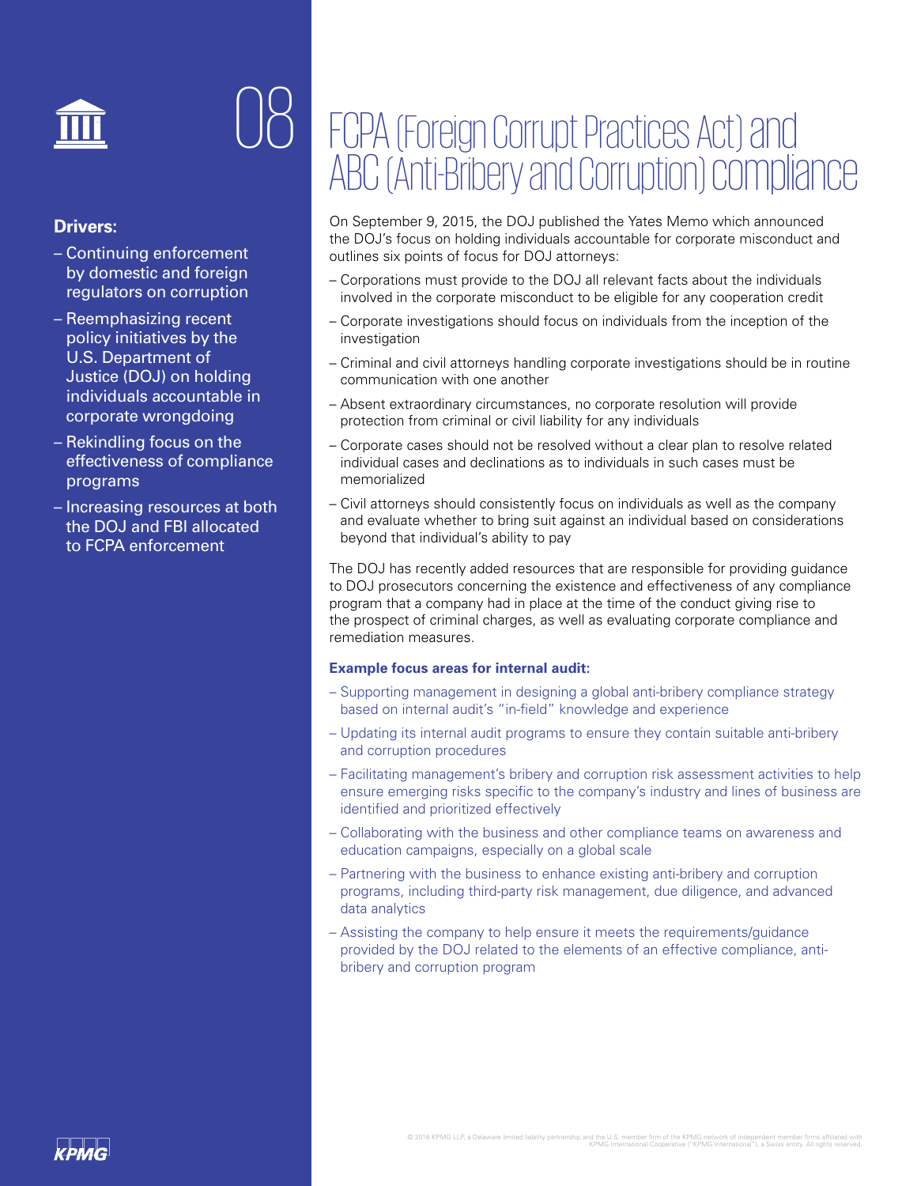# 08 FCPA (Foreign Corrupt Practices Act) and ABC (Anti-Bribery and Corruption) compliance

**Drivers:**

- Continuing enforcement by domestic and foreign regulators on corruption
- Reemphasizing recent policy initiatives by the U.S. Department of Justice (DOJ) on holding individuals accountable in corporate wrongdoing
- Rekindling focus on the effectiveness of compliance programs
- Increasing resources at both the DOJ and FBI allocated to FCPA enforcement

On September 9, 2015, the DOJ published the Yates Memo which announced the DOJ's focus on holding individuals accountable for corporate misconduct and outlines six points of focus for DOJ attorneys:

- Corporations must provide to the DOJ all relevant facts about the individuals involved in the corporate misconduct to be eligible for any cooperation credit
- Corporate investigations should focus on individuals from the inception of the investigation
- Criminal and civil attorneys handling corporate investigations should be in routine communication with one another
- Absent extraordinary circumstances, no corporate resolution will provide protection from criminal or civil liability for any individuals
- Corporate cases should not be resolved without a clear plan to resolve related individual cases and declinations as to individuals in such cases must be memorialized
- Civil attorneys should consistently focus on individuals as well as the company and evaluate whether to bring suit against an individual based on considerations beyond that individual's ability to pay

The DOJ has recently added resources that are responsible for providing guidance to DOJ prosecutors concerning the existence and effectiveness of any compliance program that a company had in place at the time of the conduct giving rise to the prospect of criminal charges, as well as evaluating corporate compliance and remediation measures.

**Example focus areas for internal audit:**

- Supporting management in designing a global anti-bribery compliance strategy based on internal audit's "in-field" knowledge and experience
- Updating its internal audit programs to ensure they contain suitable anti-bribery and corruption procedures
- Facilitating management's bribery and corruption risk assessment activities to help ensure emerging risks specific to the company's industry and lines of business are identified and prioritized effectively
- Collaborating with the business and other compliance teams on awareness and education campaigns, especially on a global scale
- Partnering with the business to enhance existing anti-bribery and corruption programs, including third-party risk management, due diligence, and advanced data analytics
- Assisting the company to help ensure it meets the requirements/guidance provided by the DOJ related to the elements of an effective compliance, anti-bribery and corruption program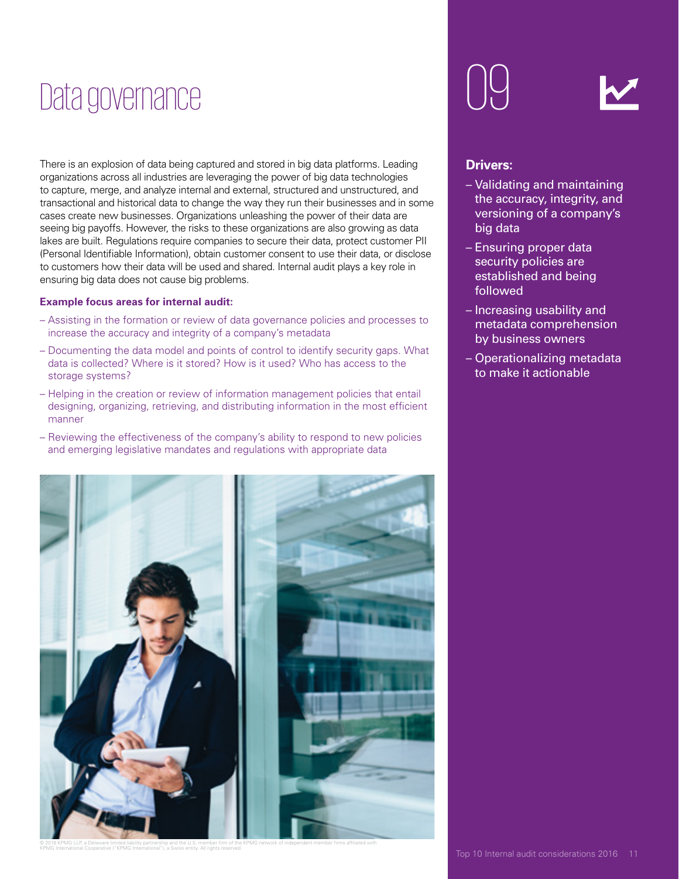# Data governance

There is an explosion of data being captured and stored in big data platforms. Leading organizations across all industries are leveraging the power of big data technologies to capture, merge, and analyze internal and external, structured and unstructured, and transactional and historical data to change the way they run their businesses and in some cases create new businesses. Organizations unleashing the power of their data are seeing big payoffs. However, the risks to these organizations are also growing as data lakes are built. Regulations require companies to secure their data, protect customer PII (Personal Identifiable Information), obtain customer consent to use their data, or disclose to customers how their data will be used and shared. Internal audit plays a key role in ensuring big data does not cause big problems.

**Example focus areas for internal audit:**

- Assisting in the formation or review of data governance policies and processes to increase the accuracy and integrity of a company's metadata
- Documenting the data model and points of control to identify security gaps. What data is collected? Where is it stored? How is it used? Who has access to the storage systems?
- Helping in the creation or review of information management policies that entail designing, organizing, retrieving, and distributing information in the most efficient manner
- Reviewing the effectiveness of the company's ability to respond to new policies and emerging legislative mandates and regulations with appropriate data

## 09

**Drivers:**

- Validating and maintaining the accuracy, integrity, and versioning of a company's big data
- Ensuring proper data security policies are established and being followed
- Increasing usability and metadata comprehension by business owners
- Operationalizing metadata to make it actionable

© 2016 KPMG LLP, a Delaware limited liability partnership and the U.S. member firm of the KPMG network of independent member firms affiliated with KPMG International Cooperative ("KPMG International"), a Swiss entity. All rights reserved.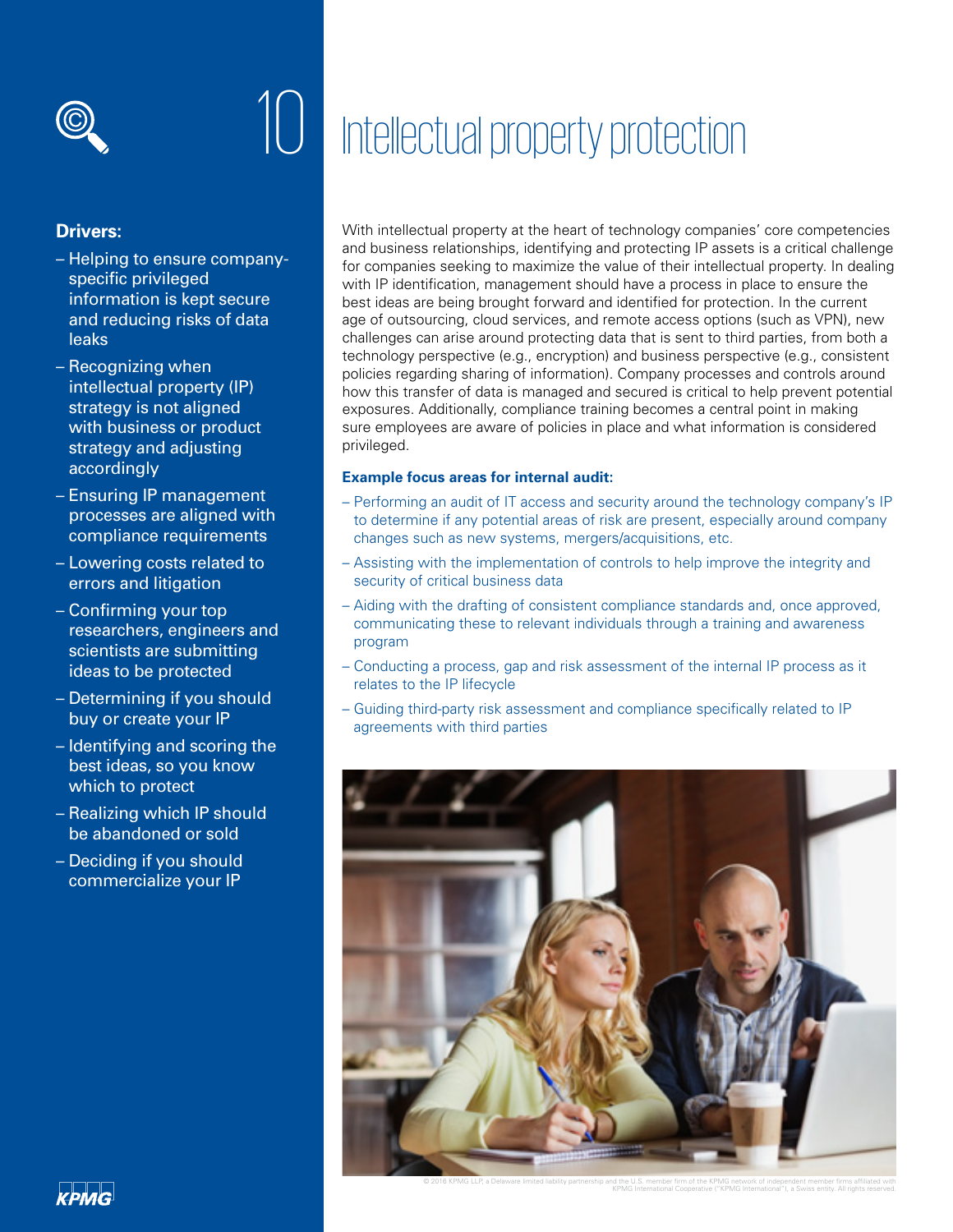# 10 Intellectual property protection

**Drivers:**

- Helping to ensure company-specific privileged information is kept secure and reducing risks of data leaks
- Recognizing when intellectual property (IP) strategy is not aligned with business or product strategy and adjusting accordingly
- Ensuring IP management processes are aligned with compliance requirements
- Lowering costs related to errors and litigation
- Confirming your top researchers, engineers and scientists are submitting ideas to be protected
- Determining if you should buy or create your IP
- Identifying and scoring the best ideas, so you know which to protect
- Realizing which IP should be abandoned or sold
- Deciding if you should commercialize your IP

With intellectual property at the heart of technology companies' core competencies and business relationships, identifying and protecting IP assets is a critical challenge for companies seeking to maximize the value of their intellectual property. In dealing with IP identification, management should have a process in place to ensure the best ideas are being brought forward and identified for protection. In the current age of outsourcing, cloud services, and remote access options (such as VPN), new challenges can arise around protecting data that is sent to third parties, from both a technology perspective (e.g., encryption) and business perspective (e.g., consistent policies regarding sharing of information). Company processes and controls around how this transfer of data is managed and secured is critical to help prevent potential exposures. Additionally, compliance training becomes a central point in making sure employees are aware of policies in place and what information is considered privileged.

**Example focus areas for internal audit:**

- Performing an audit of IT access and security around the technology company's IP to determine if any potential areas of risk are present, especially around company changes such as new systems, mergers/acquisitions, etc.
- Assisting with the implementation of controls to help improve the integrity and security of critical business data
- Aiding with the drafting of consistent compliance standards and, once approved, communicating these to relevant individuals through a training and awareness program
- Conducting a process, gap and risk assessment of the internal IP process as it relates to the IP lifecycle
- Guiding third-party risk assessment and compliance specifically related to IP agreements with third parties

© 2016 KPMG LLP, a Delaware limited liability partnership and the U.S. member firm of the KPMG network of independent member firms affiliated with KPMG International Cooperative ("KPMG International"), a Swiss entity. All rights reserved.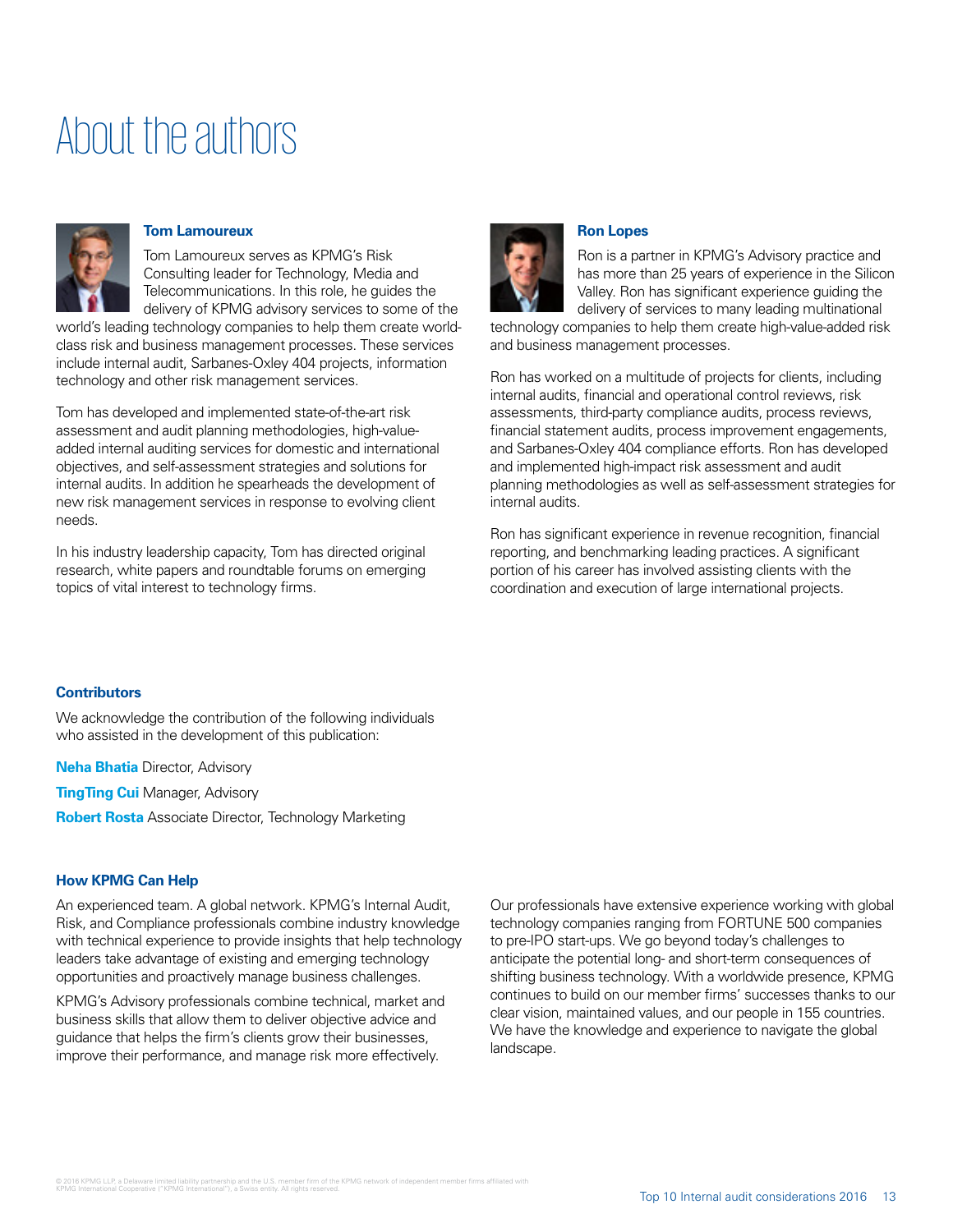# About the authors

### Tom Lamoureux

Tom Lamoureux serves as KPMG's Risk Consulting leader for Technology, Media and Telecommunications. In this role, he guides the delivery of KPMG advisory services to some of the world's leading technology companies to help them create world-class risk and business management processes. These services include internal audit, Sarbanes-Oxley 404 projects, information technology and other risk management services.

Tom has developed and implemented state-of-the-art risk assessment and audit planning methodologies, high-value-added internal auditing services for domestic and international objectives, and self-assessment strategies and solutions for internal audits. In addition he spearheads the development of new risk management services in response to evolving client needs.

In his industry leadership capacity, Tom has directed original research, white papers and roundtable forums on emerging topics of vital interest to technology firms.

### Ron Lopes

Ron is a partner in KPMG's Advisory practice and has more than 25 years of experience in the Silicon Valley. Ron has significant experience guiding the delivery of services to many leading multinational technology companies to help them create high-value-added risk and business management processes.

Ron has worked on a multitude of projects for clients, including internal audits, financial and operational control reviews, risk assessments, third-party compliance audits, process reviews, financial statement audits, process improvement engagements, and Sarbanes-Oxley 404 compliance efforts. Ron has developed and implemented high-impact risk assessment and audit planning methodologies as well as self-assessment strategies for internal audits.

Ron has significant experience in revenue recognition, financial reporting, and benchmarking leading practices. A significant portion of his career has involved assisting clients with the coordination and execution of large international projects.

### Contributors

We acknowledge the contribution of the following individuals who assisted in the development of this publication:

**Neha Bhatia** Director, Advisory

**TingTing Cui** Manager, Advisory

**Robert Rosta** Associate Director, Technology Marketing

### How KPMG Can Help

An experienced team. A global network. KPMG's Internal Audit, Risk, and Compliance professionals combine industry knowledge with technical experience to provide insights that help technology leaders take advantage of existing and emerging technology opportunities and proactively manage business challenges.

KPMG's Advisory professionals combine technical, market and business skills that allow them to deliver objective advice and guidance that helps the firm's clients grow their businesses, improve their performance, and manage risk more effectively.

Our professionals have extensive experience working with global technology companies ranging from FORTUNE 500 companies to pre-IPO start-ups. We go beyond today's challenges to anticipate the potential long- and short-term consequences of shifting business technology. With a worldwide presence, KPMG continues to build on our member firms' successes thanks to our clear vision, maintained values, and our people in 155 countries. We have the knowledge and experience to navigate the global landscape.

© 2016 KPMG LLP, a Delaware limited liability partnership and the U.S. member firm of the KPMG network of independent member firms affiliated with KPMG International Cooperative ("KPMG International"), a Swiss entity. All rights reserved.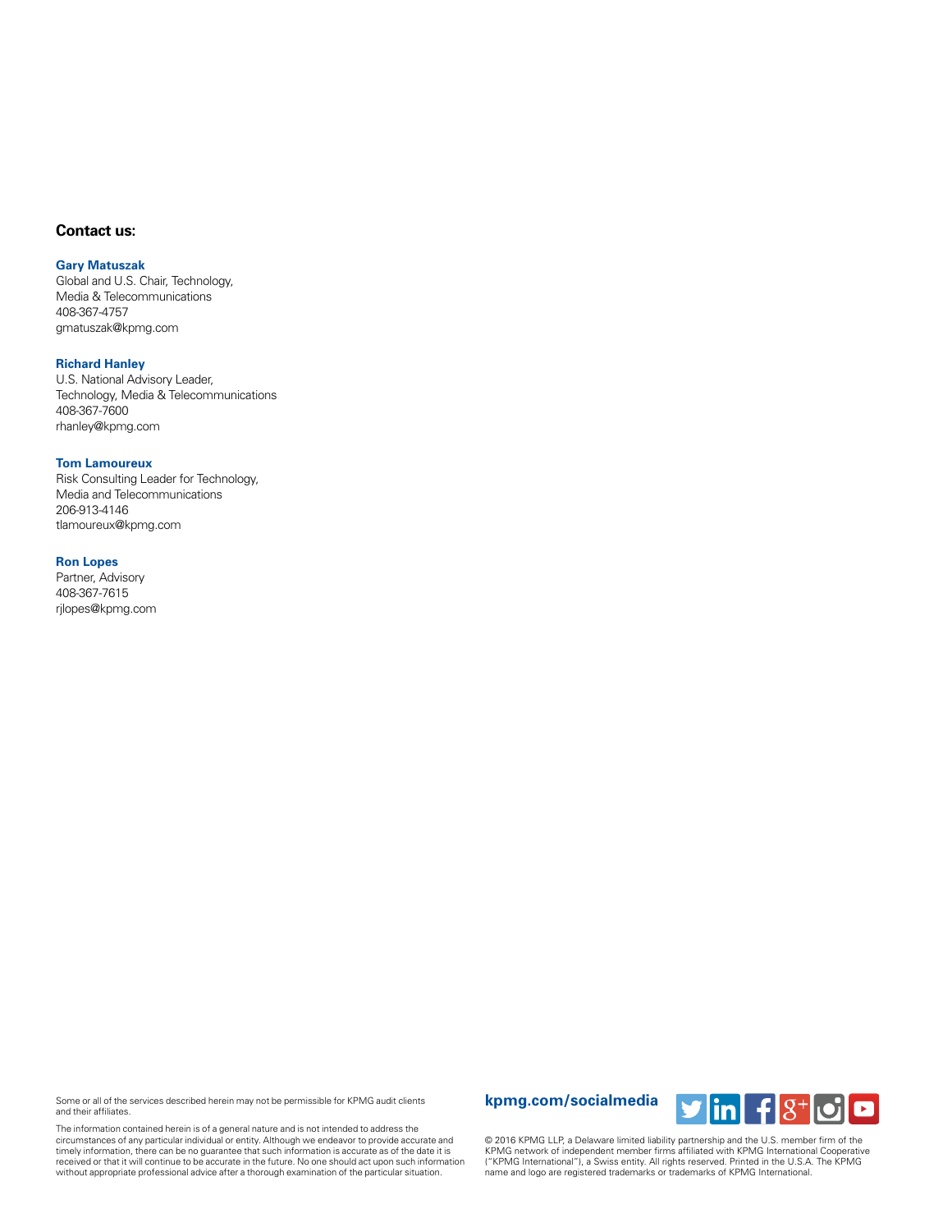**Contact us:**

**Gary Matuszak**
Global and U.S. Chair, Technology,
Media & Telecommunications
408-367-4757
gmatuszak@kpmg.com

**Richard Hanley**
U.S. National Advisory Leader,
Technology, Media & Telecommunications
408-367-7600
rhanley@kpmg.com

**Tom Lamoureux**
Risk Consulting Leader for Technology,
Media and Telecommunications
206-913-4146
tlamoureux@kpmg.com

**Ron Lopes**
Partner, Advisory
408-367-7615
rjlopes@kpmg.com

Some or all of the services described herein may not be permissible for KPMG audit clients and their affiliates.

The information contained herein is of a general nature and is not intended to address the circumstances of any particular individual or entity. Although we endeavor to provide accurate and timely information, there can be no guarantee that such information is accurate as of the date it is received or that it will continue to be accurate in the future. No one should act upon such information without appropriate professional advice after a thorough examination of the particular situation.

**kpmg.com/socialmedia**

© 2016 KPMG LLP, a Delaware limited liability partnership and the U.S. member firm of the KPMG network of independent member firms affiliated with KPMG International Cooperative ("KPMG International"), a Swiss entity. All rights reserved. Printed in the U.S.A. The KPMG name and logo are registered trademarks or trademarks of KPMG International.